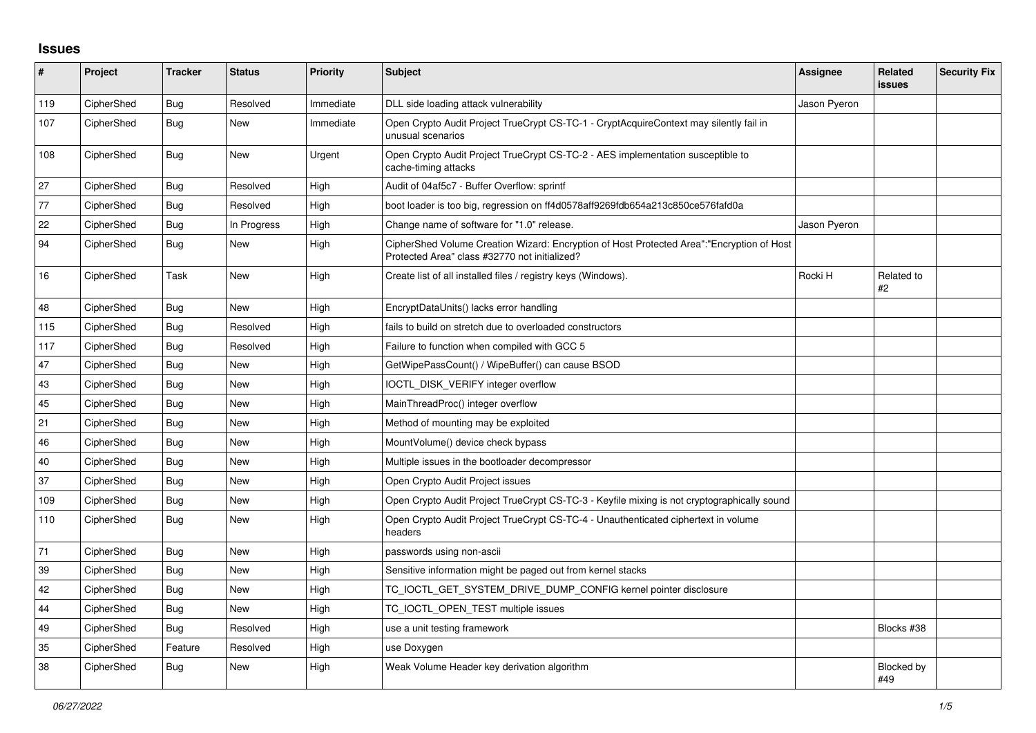## Issues

| # | Project | Tracker | Status | Priority | Subject | Assignee | Related issues | Security Fix |
|---|---|---|---|---|---|---|---|---|
| 119 | CipherShed | Bug | Resolved | Immediate | DLL side loading attack vulnerability | Jason Pyeron | | |
| 107 | CipherShed | Bug | New | Immediate | Open Crypto Audit Project TrueCrypt CS-TC-1 - CryptAcquireContext may silently fail in unusual scenarios | | | |
| 108 | CipherShed | Bug | New | Urgent | Open Crypto Audit Project TrueCrypt CS-TC-2 - AES implementation susceptible to cache-timing attacks | | | |
| 27 | CipherShed | Bug | Resolved | High | Audit of 04af5c7 - Buffer Overflow: sprintf | | | |
| 77 | CipherShed | Bug | Resolved | High | boot loader is too big, regression on ff4d0578aff9269fdb654a213c850ce576fafd0a | | | |
| 22 | CipherShed | Bug | In Progress | High | Change name of software for "1.0" release. | Jason Pyeron | | |
| 94 | CipherShed | Bug | New | High | CipherShed Volume Creation Wizard: Encryption of Host Protected Area":"Encryption of Host Protected Area" class #32770 not initialized? | | | |
| 16 | CipherShed | Task | New | High | Create list of all installed files / registry keys (Windows). | Rocki H | Related to #2 | |
| 48 | CipherShed | Bug | New | High | EncryptDataUnits() lacks error handling | | | |
| 115 | CipherShed | Bug | Resolved | High | fails to build on stretch due to overloaded constructors | | | |
| 117 | CipherShed | Bug | Resolved | High | Failure to function when compiled with GCC 5 | | | |
| 47 | CipherShed | Bug | New | High | GetWipePassCount() / WipeBuffer() can cause BSOD | | | |
| 43 | CipherShed | Bug | New | High | IOCTL_DISK_VERIFY integer overflow | | | |
| 45 | CipherShed | Bug | New | High | MainThreadProc() integer overflow | | | |
| 21 | CipherShed | Bug | New | High | Method of mounting may be exploited | | | |
| 46 | CipherShed | Bug | New | High | MountVolume() device check bypass | | | |
| 40 | CipherShed | Bug | New | High | Multiple issues in the bootloader decompressor | | | |
| 37 | CipherShed | Bug | New | High | Open Crypto Audit Project issues | | | |
| 109 | CipherShed | Bug | New | High | Open Crypto Audit Project TrueCrypt CS-TC-3 - Keyfile mixing is not cryptographically sound | | | |
| 110 | CipherShed | Bug | New | High | Open Crypto Audit Project TrueCrypt CS-TC-4 - Unauthenticated ciphertext in volume headers | | | |
| 71 | CipherShed | Bug | New | High | passwords using non-ascii | | | |
| 39 | CipherShed | Bug | New | High | Sensitive information might be paged out from kernel stacks | | | |
| 42 | CipherShed | Bug | New | High | TC_IOCTL_GET_SYSTEM_DRIVE_DUMP_CONFIG kernel pointer disclosure | | | |
| 44 | CipherShed | Bug | New | High | TC_IOCTL_OPEN_TEST multiple issues | | | |
| 49 | CipherShed | Bug | Resolved | High | use a unit testing framework | | Blocks #38 | |
| 35 | CipherShed | Feature | Resolved | High | use Doxygen | | | |
| 38 | CipherShed | Bug | New | High | Weak Volume Header key derivation algorithm | | Blocked by #49 | |

*06/27/2022*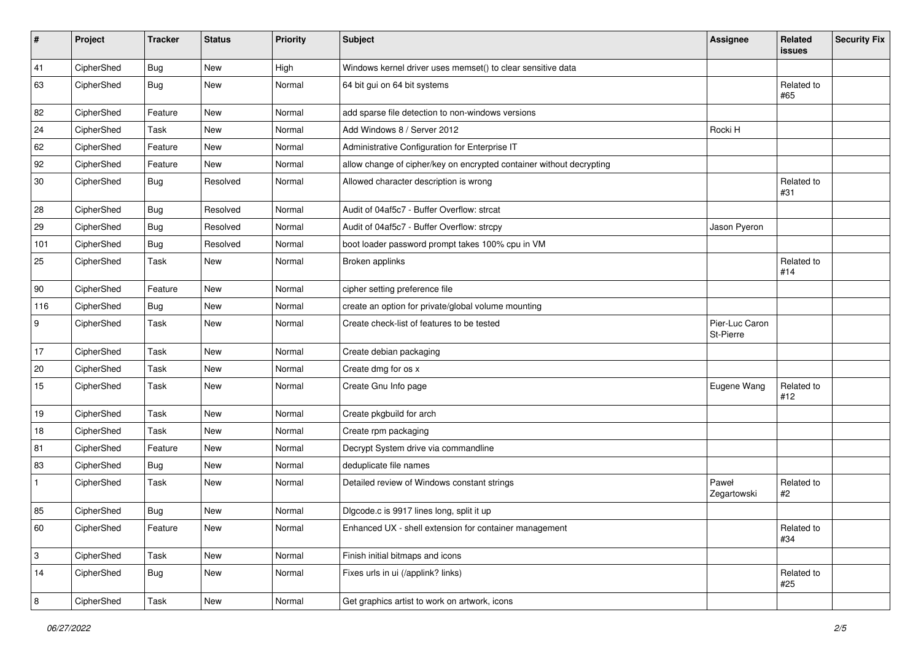| # | Project | Tracker | Status | Priority | Subject | Assignee | Related issues | Security Fix |
|---|---|---|---|---|---|---|---|---|
| 41 | CipherShed | Bug | New | High | Windows kernel driver uses memset() to clear sensitive data | | | |
| 63 | CipherShed | Bug | New | Normal | 64 bit gui on 64 bit systems | | Related to #65 | |
| 82 | CipherShed | Feature | New | Normal | add sparse file detection to non-windows versions | | | |
| 24 | CipherShed | Task | New | Normal | Add Windows 8 / Server 2012 | Rocki H | | |
| 62 | CipherShed | Feature | New | Normal | Administrative Configuration for Enterprise IT | | | |
| 92 | CipherShed | Feature | New | Normal | allow change of cipher/key on encrypted container without decrypting | | | |
| 30 | CipherShed | Bug | Resolved | Normal | Allowed character description is wrong | | Related to #31 | |
| 28 | CipherShed | Bug | Resolved | Normal | Audit of 04af5c7 - Buffer Overflow: strcat | | | |
| 29 | CipherShed | Bug | Resolved | Normal | Audit of 04af5c7 - Buffer Overflow: strcpy | Jason Pyeron | | |
| 101 | CipherShed | Bug | Resolved | Normal | boot loader password prompt takes 100% cpu in VM | | | |
| 25 | CipherShed | Task | New | Normal | Broken applinks | | Related to #14 | |
| 90 | CipherShed | Feature | New | Normal | cipher setting preference file | | | |
| 116 | CipherShed | Bug | New | Normal | create an option for private/global volume mounting | | | |
| 9 | CipherShed | Task | New | Normal | Create check-list of features to be tested | Pier-Luc Caron St-Pierre | | |
| 17 | CipherShed | Task | New | Normal | Create debian packaging | | | |
| 20 | CipherShed | Task | New | Normal | Create dmg for os x | | | |
| 15 | CipherShed | Task | New | Normal | Create Gnu Info page | Eugene Wang | Related to #12 | |
| 19 | CipherShed | Task | New | Normal | Create pkgbuild for arch | | | |
| 18 | CipherShed | Task | New | Normal | Create rpm packaging | | | |
| 81 | CipherShed | Feature | New | Normal | Decrypt System drive via commandline | | | |
| 83 | CipherShed | Bug | New | Normal | deduplicate file names | | | |
| 1 | CipherShed | Task | New | Normal | Detailed review of Windows constant strings | Paweł Zegartowski | Related to #2 | |
| 85 | CipherShed | Bug | New | Normal | Dlgcode.c is 9917 lines long, split it up | | | |
| 60 | CipherShed | Feature | New | Normal | Enhanced UX - shell extension for container management | | Related to #34 | |
| 3 | CipherShed | Task | New | Normal | Finish initial bitmaps and icons | | | |
| 14 | CipherShed | Bug | New | Normal | Fixes urls in ui (/applink? links) | | Related to #25 | |
| 8 | CipherShed | Task | New | Normal | Get graphics artist to work on artwork, icons | | | |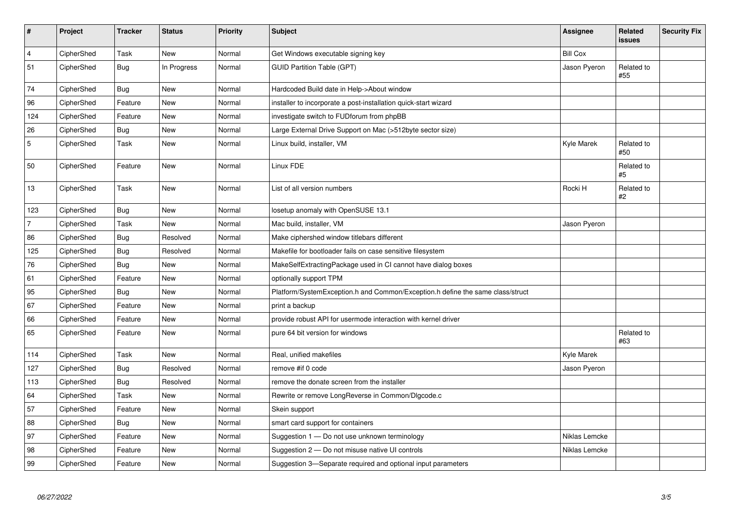| # | Project | Tracker | Status | Priority | Subject | Assignee | Related issues | Security Fix |
|---|---|---|---|---|---|---|---|---|
| 4 | CipherShed | Task | New | Normal | Get Windows executable signing key | Bill Cox | | |
| 51 | CipherShed | Bug | In Progress | Normal | GUID Partition Table (GPT) | Jason Pyeron | Related to #55 | |
| 74 | CipherShed | Bug | New | Normal | Hardcoded Build date in Help->About window | | | |
| 96 | CipherShed | Feature | New | Normal | installer to incorporate a post-installation quick-start wizard | | | |
| 124 | CipherShed | Feature | New | Normal | investigate switch to FUDforum from phpBB | | | |
| 26 | CipherShed | Bug | New | Normal | Large External Drive Support on Mac (>512byte sector size) | | | |
| 5 | CipherShed | Task | New | Normal | Linux build, installer, VM | Kyle Marek | Related to #50 | |
| 50 | CipherShed | Feature | New | Normal | Linux FDE | | Related to #5 | |
| 13 | CipherShed | Task | New | Normal | List of all version numbers | Rocki H | Related to #2 | |
| 123 | CipherShed | Bug | New | Normal | losetup anomaly with OpenSUSE 13.1 | | | |
| 7 | CipherShed | Task | New | Normal | Mac build, installer, VM | Jason Pyeron | | |
| 86 | CipherShed | Bug | Resolved | Normal | Make ciphershed window titlebars different | | | |
| 125 | CipherShed | Bug | Resolved | Normal | Makefile for bootloader fails on case sensitive filesystem | | | |
| 76 | CipherShed | Bug | New | Normal | MakeSelfExtractingPackage used in CI cannot have dialog boxes | | | |
| 61 | CipherShed | Feature | New | Normal | optionally support TPM | | | |
| 95 | CipherShed | Bug | New | Normal | Platform/SystemException.h and Common/Exception.h define the same class/struct | | | |
| 67 | CipherShed | Feature | New | Normal | print a backup | | | |
| 66 | CipherShed | Feature | New | Normal | provide robust API for usermode interaction with kernel driver | | | |
| 65 | CipherShed | Feature | New | Normal | pure 64 bit version for windows | | Related to #63 | |
| 114 | CipherShed | Task | New | Normal | Real, unified makefiles | Kyle Marek | | |
| 127 | CipherShed | Bug | Resolved | Normal | remove #if 0 code | Jason Pyeron | | |
| 113 | CipherShed | Bug | Resolved | Normal | remove the donate screen from the installer | | | |
| 64 | CipherShed | Task | New | Normal | Rewrite or remove LongReverse in Common/Dlgcode.c | | | |
| 57 | CipherShed | Feature | New | Normal | Skein support | | | |
| 88 | CipherShed | Bug | New | Normal | smart card support for containers | | | |
| 97 | CipherShed | Feature | New | Normal | Suggestion 1 — Do not use unknown terminology | Niklas Lemcke | | |
| 98 | CipherShed | Feature | New | Normal | Suggestion 2 — Do not misuse native UI controls | Niklas Lemcke | | |
| 99 | CipherShed | Feature | New | Normal | Suggestion 3—Separate required and optional input parameters | | | |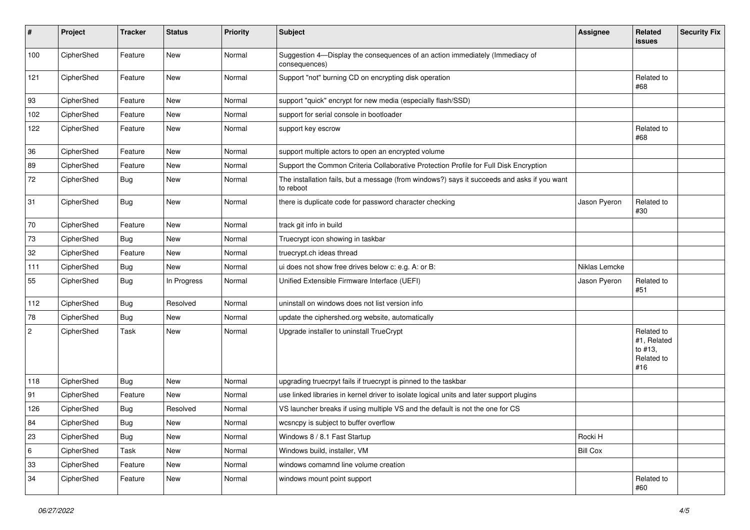| # | Project | Tracker | Status | Priority | Subject | Assignee | Related issues | Security Fix |
|---|---|---|---|---|---|---|---|---|
| 100 | CipherShed | Feature | New | Normal | Suggestion 4—Display the consequences of an action immediately (Immediacy of consequences) | | | |
| 121 | CipherShed | Feature | New | Normal | Support "not" burning CD on encrypting disk operation | | Related to #68 | |
| 93 | CipherShed | Feature | New | Normal | support "quick" encrypt for new media (especially flash/SSD) | | | |
| 102 | CipherShed | Feature | New | Normal | support for serial console in bootloader | | | |
| 122 | CipherShed | Feature | New | Normal | support key escrow | | Related to #68 | |
| 36 | CipherShed | Feature | New | Normal | support multiple actors to open an encrypted volume | | | |
| 89 | CipherShed | Feature | New | Normal | Support the Common Criteria Collaborative Protection Profile for Full Disk Encryption | | | |
| 72 | CipherShed | Bug | New | Normal | The installation fails, but a message (from windows?) says it succeeds and asks if you want to reboot | | | |
| 31 | CipherShed | Bug | New | Normal | there is duplicate code for password character checking | Jason Pyeron | Related to #30 | |
| 70 | CipherShed | Feature | New | Normal | track git info in build | | | |
| 73 | CipherShed | Bug | New | Normal | Truecrypt icon showing in taskbar | | | |
| 32 | CipherShed | Feature | New | Normal | truecrypt.ch ideas thread | | | |
| 111 | CipherShed | Bug | New | Normal | ui does not show free drives below c: e.g. A: or B: | Niklas Lemcke | | |
| 55 | CipherShed | Bug | In Progress | Normal | Unified Extensible Firmware Interface (UEFI) | Jason Pyeron | Related to #51 | |
| 112 | CipherShed | Bug | Resolved | Normal | uninstall on windows does not list version info | | | |
| 78 | CipherShed | Bug | New | Normal | update the ciphershed.org website, automatically | | | |
| 2 | CipherShed | Task | New | Normal | Upgrade installer to uninstall TrueCrypt | | Related to #1, Related to #13, Related to #16 | |
| 118 | CipherShed | Bug | New | Normal | upgrading truecrpyt fails if truecrypt is pinned to the taskbar | | | |
| 91 | CipherShed | Feature | New | Normal | use linked libraries in kernel driver to isolate logical units and later support plugins | | | |
| 126 | CipherShed | Bug | Resolved | Normal | VS launcher breaks if using multiple VS and the default is not the one for CS | | | |
| 84 | CipherShed | Bug | New | Normal | wcsncpy is subject to buffer overflow | | | |
| 23 | CipherShed | Bug | New | Normal | Windows 8 / 8.1 Fast Startup | Rocki H | | |
| 6 | CipherShed | Task | New | Normal | Windows build, installer, VM | Bill Cox | | |
| 33 | CipherShed | Feature | New | Normal | windows comamnd line volume creation | | | |
| 34 | CipherShed | Feature | New | Normal | windows mount point support | | Related to #60 | |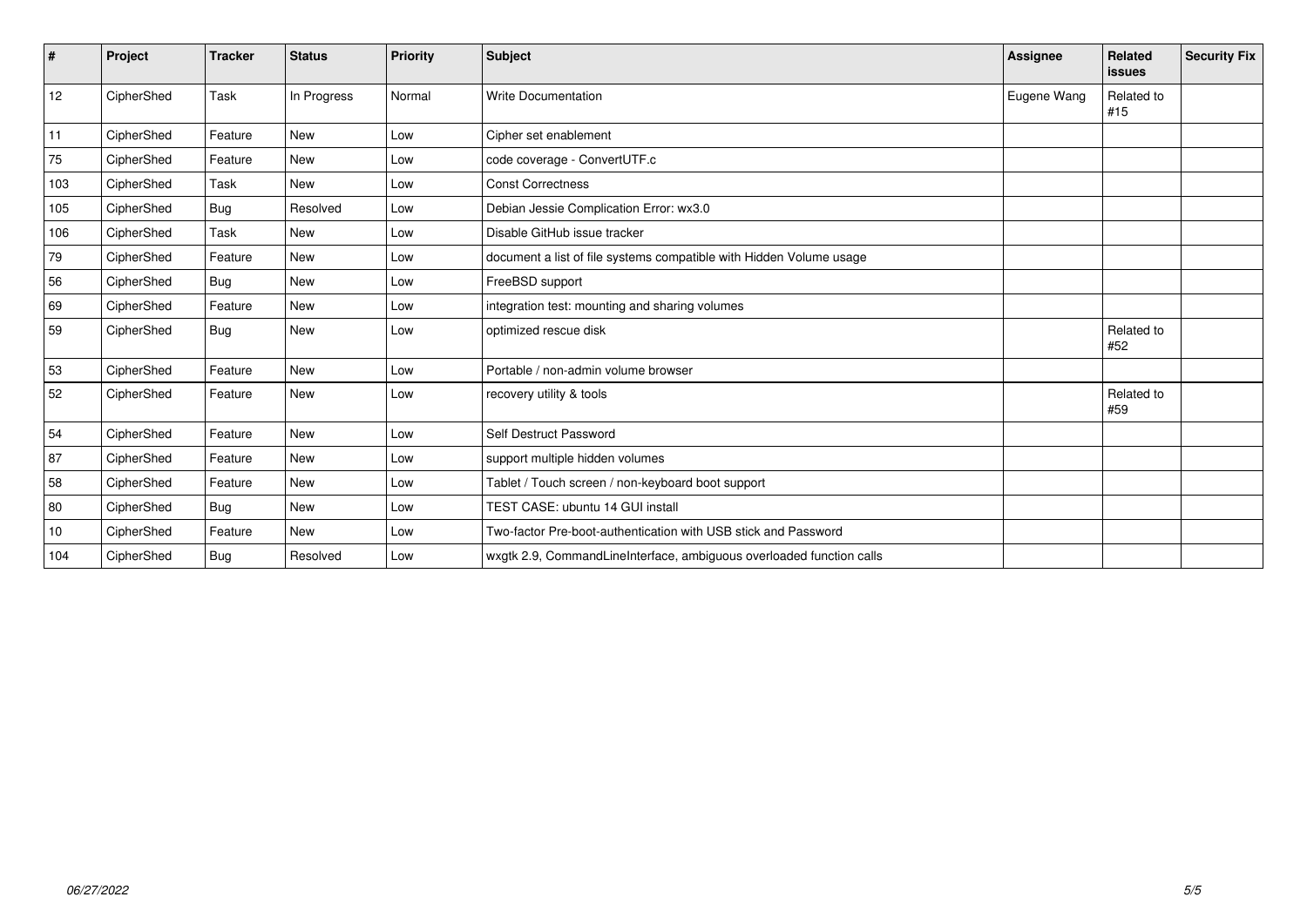| # | Project | Tracker | Status | Priority | Subject | Assignee | Related issues | Security Fix |
|---|---|---|---|---|---|---|---|---|
| 12 | CipherShed | Task | In Progress | Normal | Write Documentation | Eugene Wang | Related to #15 | |
| 11 | CipherShed | Feature | New | Low | Cipher set enablement | | | |
| 75 | CipherShed | Feature | New | Low | code coverage - ConvertUTF.c | | | |
| 103 | CipherShed | Task | New | Low | Const Correctness | | | |
| 105 | CipherShed | Bug | Resolved | Low | Debian Jessie Complication Error: wx3.0 | | | |
| 106 | CipherShed | Task | New | Low | Disable GitHub issue tracker | | | |
| 79 | CipherShed | Feature | New | Low | document a list of file systems compatible with Hidden Volume usage | | | |
| 56 | CipherShed | Bug | New | Low | FreeBSD support | | | |
| 69 | CipherShed | Feature | New | Low | integration test: mounting and sharing volumes | | | |
| 59 | CipherShed | Bug | New | Low | optimized rescue disk | | Related to #52 | |
| 53 | CipherShed | Feature | New | Low | Portable / non-admin volume browser | | | |
| 52 | CipherShed | Feature | New | Low | recovery utility & tools | | Related to #59 | |
| 54 | CipherShed | Feature | New | Low | Self Destruct Password | | | |
| 87 | CipherShed | Feature | New | Low | support multiple hidden volumes | | | |
| 58 | CipherShed | Feature | New | Low | Tablet / Touch screen / non-keyboard boot support | | | |
| 80 | CipherShed | Bug | New | Low | TEST CASE: ubuntu 14 GUI install | | | |
| 10 | CipherShed | Feature | New | Low | Two-factor Pre-boot-authentication with USB stick and Password | | | |
| 104 | CipherShed | Bug | Resolved | Low | wxgtk 2.9, CommandLineInterface, ambiguous overloaded function calls | | | |